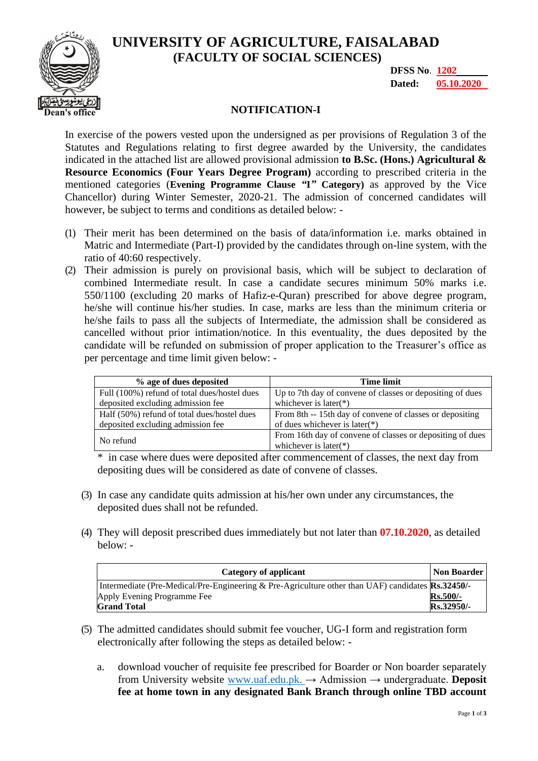# UNIVERSITY OF AGRICULTURE, FAISALABAD
## (FACULTY OF SOCIAL SCIENCES)

Dean's office

**DFSS No**. **1202**
**Dated: 05.10.2020**

### NOTIFICATION-I

In exercise of the powers vested upon the undersigned as per provisions of Regulation 3 of the Statutes and Regulations relating to first degree awarded by the University, the candidates indicated in the attached list are allowed provisional admission **to B.Sc. (Hons.) Agricultural & Resource Economics (Four Years Degree Program)** according to prescribed criteria in the mentioned categories (**Evening Programme Clause "I" Category)** as approved by the Vice Chancellor) during Winter Semester, 2020-21. The admission of concerned candidates will however, be subject to terms and conditions as detailed below: -

(1) Their merit has been determined on the basis of data/information i.e. marks obtained in Matric and Intermediate (Part-I) provided by the candidates through on-line system, with the ratio of 40:60 respectively.

(2) Their admission is purely on provisional basis, which will be subject to declaration of combined Intermediate result. In case a candidate secures minimum 50% marks i.e. 550/1100 (excluding 20 marks of Hafiz-e-Quran) prescribed for above degree program, he/she will continue his/her studies. In case, marks are less than the minimum criteria or he/she fails to pass all the subjects of Intermediate, the admission shall be considered as cancelled without prior intimation/notice. In this eventuality, the dues deposited by the candidate will be refunded on submission of proper application to the Treasurer's office as per percentage and time limit given below: -

| % age of dues deposited | Time limit |
|---|---|
| Full (100%) refund of total dues/hostel dues deposited excluding admission fee | Up to 7th day of convene of classes or depositing of dues whichever is later(*) |
| Half (50%) refund of total dues/hostel dues deposited excluding admission fee | From 8th -- 15th day of convene of classes or depositing of dues whichever is later(*) |
| No refund | From 16th day of convene of classes or depositing of dues whichever is later(*) |

\* in case where dues were deposited after commencement of classes, the next day from depositing dues will be considered as date of convene of classes.

(3) In case any candidate quits admission at his/her own under any circumstances, the deposited dues shall not be refunded.

(4) They will deposit prescribed dues immediately but not later than **07.10.2020**, as detailed below: -

| Category of applicant | Non Boarder |
|---|---|
| Intermediate (Pre-Medical/Pre-Engineering & Pre-Agriculture other than UAF) candidates | **Rs.32450/-** |
| Apply Evening Programme Fee | **Rs.500/-** |
| **Grand Total** | **Rs.32950/-** |

(5) The admitted candidates should submit fee voucher, UG-I form and registration form electronically after following the steps as detailed below: -

a. download voucher of requisite fee prescribed for Boarder or Non boarder separately from University website www.uaf.edu.pk. → Admission → undergraduate. **Deposit fee at home town in any designated Bank Branch through online TBD account**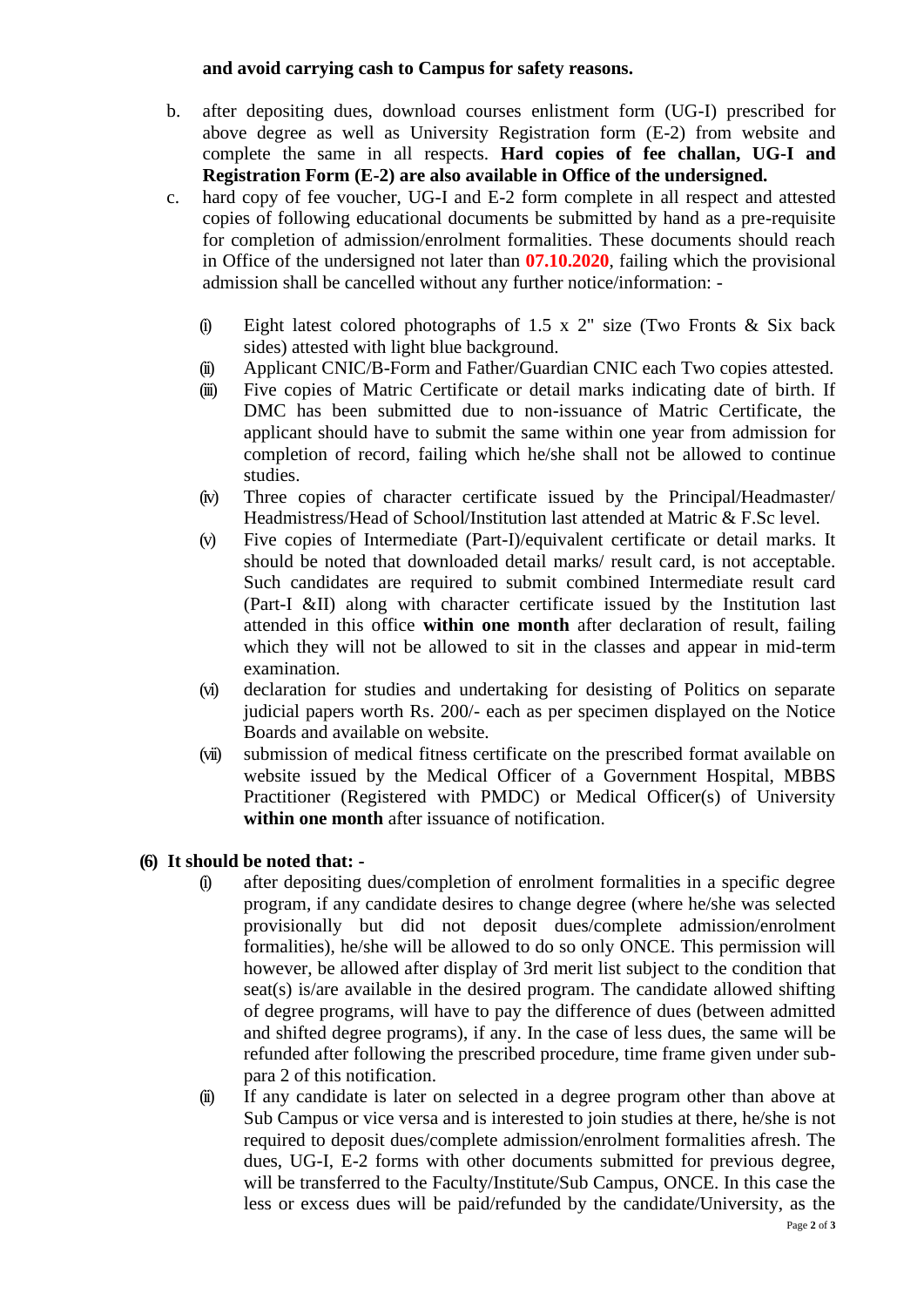**and avoid carrying cash to Campus for safety reasons.**

b. after depositing dues, download courses enlistment form (UG-I) prescribed for above degree as well as University Registration form (E-2) from website and complete the same in all respects. **Hard copies of fee challan, UG-I and Registration Form (E-2) are also available in Office of the undersigned.**

c. hard copy of fee voucher, UG-I and E-2 form complete in all respect and attested copies of following educational documents be submitted by hand as a pre-requisite for completion of admission/enrolment formalities. These documents should reach in Office of the undersigned not later than **07.10.2020**, failing which the provisional admission shall be cancelled without any further notice/information: -

(i) Eight latest colored photographs of 1.5 x 2" size (Two Fronts & Six back sides) attested with light blue background.

(ii) Applicant CNIC/B-Form and Father/Guardian CNIC each Two copies attested.

(iii) Five copies of Matric Certificate or detail marks indicating date of birth. If DMC has been submitted due to non-issuance of Matric Certificate, the applicant should have to submit the same within one year from admission for completion of record, failing which he/she shall not be allowed to continue studies.

(iv) Three copies of character certificate issued by the Principal/Headmaster/ Headmistress/Head of School/Institution last attended at Matric & F.Sc level.

(v) Five copies of Intermediate (Part-I)/equivalent certificate or detail marks. It should be noted that downloaded detail marks/ result card, is not acceptable. Such candidates are required to submit combined Intermediate result card (Part-I &II) along with character certificate issued by the Institution last attended in this office **within one month** after declaration of result, failing which they will not be allowed to sit in the classes and appear in mid-term examination.

(vi) declaration for studies and undertaking for desisting of Politics on separate judicial papers worth Rs. 200/- each as per specimen displayed on the Notice Boards and available on website.

(vii) submission of medical fitness certificate on the prescribed format available on website issued by the Medical Officer of a Government Hospital, MBBS Practitioner (Registered with PMDC) or Medical Officer(s) of University **within one month** after issuance of notification.

**(6) It should be noted that: -**

(i) after depositing dues/completion of enrolment formalities in a specific degree program, if any candidate desires to change degree (where he/she was selected provisionally but did not deposit dues/complete admission/enrolment formalities), he/she will be allowed to do so only ONCE. This permission will however, be allowed after display of 3rd merit list subject to the condition that seat(s) is/are available in the desired program. The candidate allowed shifting of degree programs, will have to pay the difference of dues (between admitted and shifted degree programs), if any. In the case of less dues, the same will be refunded after following the prescribed procedure, time frame given under sub-para 2 of this notification.

(ii) If any candidate is later on selected in a degree program other than above at Sub Campus or vice versa and is interested to join studies at there, he/she is not required to deposit dues/complete admission/enrolment formalities afresh. The dues, UG-I, E-2 forms with other documents submitted for previous degree, will be transferred to the Faculty/Institute/Sub Campus, ONCE. In this case the less or excess dues will be paid/refunded by the candidate/University, as the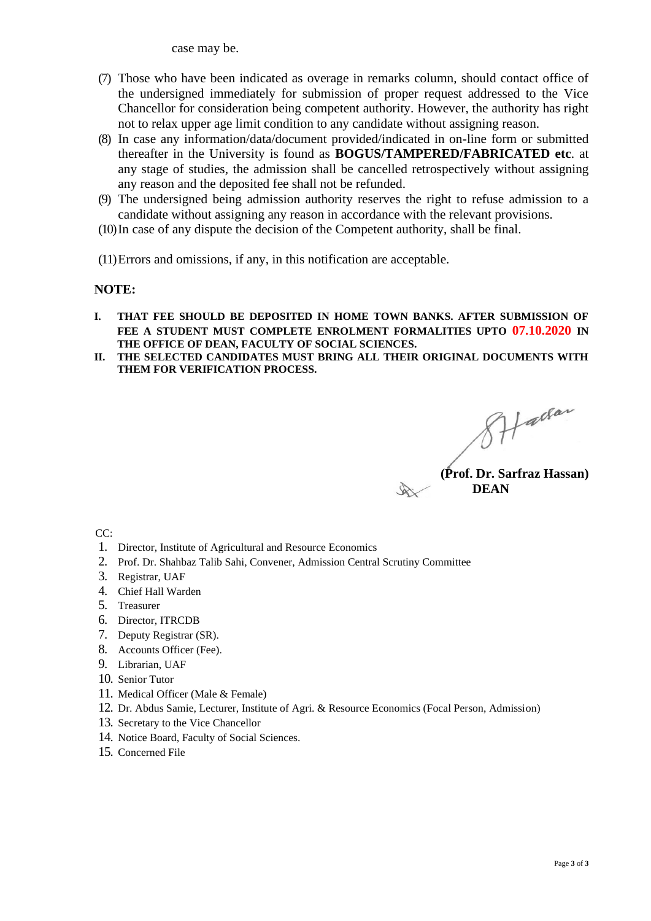case may be.

(7) Those who have been indicated as overage in remarks column, should contact office of the undersigned immediately for submission of proper request addressed to the Vice Chancellor for consideration being competent authority. However, the authority has right not to relax upper age limit condition to any candidate without assigning reason.

(8) In case any information/data/document provided/indicated in on-line form or submitted thereafter in the University is found as **BOGUS/TAMPERED/FABRICATED etc**. at any stage of studies, the admission shall be cancelled retrospectively without assigning any reason and the deposited fee shall not be refunded.

(9) The undersigned being admission authority reserves the right to refuse admission to a candidate without assigning any reason in accordance with the relevant provisions.

(10) In case of any dispute the decision of the Competent authority, shall be final.

(11) Errors and omissions, if any, in this notification are acceptable.

**NOTE:**

**I. THAT FEE SHOULD BE DEPOSITED IN HOME TOWN BANKS. AFTER SUBMISSION OF FEE A STUDENT MUST COMPLETE ENROLMENT FORMALITIES UPTO 07.10.2020 IN THE OFFICE OF DEAN, FACULTY OF SOCIAL SCIENCES.**

**II. THE SELECTED CANDIDATES MUST BRING ALL THEIR ORIGINAL DOCUMENTS WITH THEM FOR VERIFICATION PROCESS.**

**(Prof. Dr. Sarfraz Hassan)**
**DEAN**

CC:

1. Director, Institute of Agricultural and Resource Economics
2. Prof. Dr. Shahbaz Talib Sahi, Convener, Admission Central Scrutiny Committee
3. Registrar, UAF
4. Chief Hall Warden
5. Treasurer
6. Director, ITRCDB
7. Deputy Registrar (SR).
8. Accounts Officer (Fee).
9. Librarian, UAF
10. Senior Tutor
11. Medical Officer (Male & Female)
12. Dr. Abdus Samie, Lecturer, Institute of Agri. & Resource Economics (Focal Person, Admission)
13. Secretary to the Vice Chancellor
14. Notice Board, Faculty of Social Sciences.
15. Concerned File